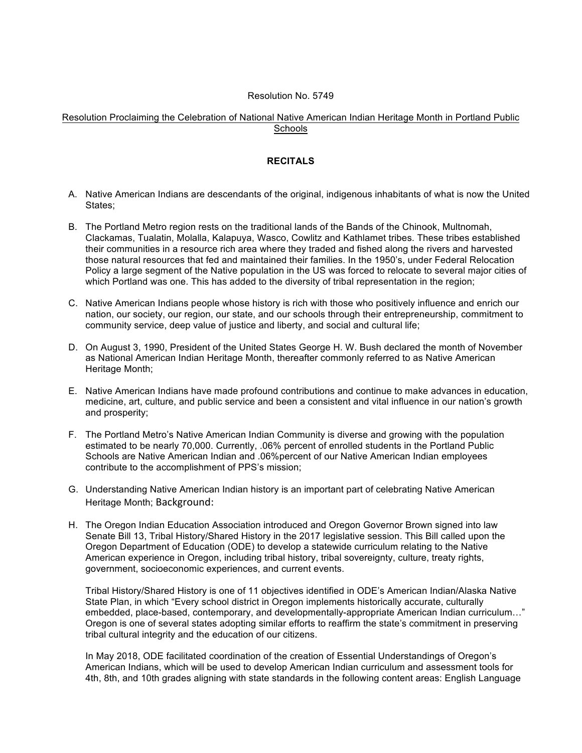Resolution No. 5749

Resolution Proclaiming the Celebration of National Native American Indian Heritage Month in Portland Public Schools

## RECITALS

A. Native American Indians are descendants of the original, indigenous inhabitants of what is now the United States;

B. The Portland Metro region rests on the traditional lands of the Bands of the Chinook, Multnomah, Clackamas, Tualatin, Molalla, Kalapuya, Wasco, Cowlitz and Kathlamet tribes. These tribes established their communities in a resource rich area where they traded and fished along the rivers and harvested those natural resources that fed and maintained their families. In the 1950's, under Federal Relocation Policy a large segment of the Native population in the US was forced to relocate to several major cities of which Portland was one. This has added to the diversity of tribal representation in the region;

C. Native American Indians people whose history is rich with those who positively influence and enrich our nation, our society, our region, our state, and our schools through their entrepreneurship, commitment to community service, deep value of justice and liberty, and social and cultural life;

D. On August 3, 1990, President of the United States George H. W. Bush declared the month of November as National American Indian Heritage Month, thereafter commonly referred to as Native American Heritage Month;

E. Native American Indians have made profound contributions and continue to make advances in education, medicine, art, culture, and public service and been a consistent and vital influence in our nation's growth and prosperity;

F. The Portland Metro's Native American Indian Community is diverse and growing with the population estimated to be nearly 70,000. Currently, .06% percent of enrolled students in the Portland Public Schools are Native American Indian and .06%percent of our Native American Indian employees contribute to the accomplishment of PPS's mission;

G. Understanding Native American Indian history is an important part of celebrating Native American Heritage Month; Background:

H. The Oregon Indian Education Association introduced and Oregon Governor Brown signed into law Senate Bill 13, Tribal History/Shared History in the 2017 legislative session. This Bill called upon the Oregon Department of Education (ODE) to develop a statewide curriculum relating to the Native American experience in Oregon, including tribal history, tribal sovereignty, culture, treaty rights, government, socioeconomic experiences, and current events.

   Tribal History/Shared History is one of 11 objectives identified in ODE's American Indian/Alaska Native State Plan, in which "Every school district in Oregon implements historically accurate, culturally embedded, place-based, contemporary, and developmentally-appropriate American Indian curriculum…" Oregon is one of several states adopting similar efforts to reaffirm the state's commitment in preserving tribal cultural integrity and the education of our citizens.

   In May 2018, ODE facilitated coordination of the creation of Essential Understandings of Oregon's American Indians, which will be used to develop American Indian curriculum and assessment tools for 4th, 8th, and 10th grades aligning with state standards in the following content areas: English Language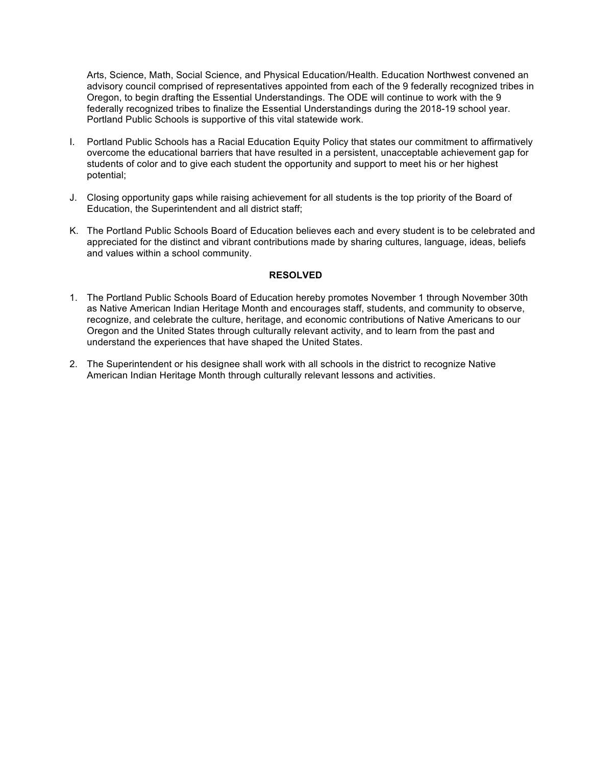Arts, Science, Math, Social Science, and Physical Education/Health. Education Northwest convened an advisory council comprised of representatives appointed from each of the 9 federally recognized tribes in Oregon, to begin drafting the Essential Understandings. The ODE will continue to work with the 9 federally recognized tribes to finalize the Essential Understandings during the 2018-19 school year. Portland Public Schools is supportive of this vital statewide work.

I. Portland Public Schools has a Racial Education Equity Policy that states our commitment to affirmatively overcome the educational barriers that have resulted in a persistent, unacceptable achievement gap for students of color and to give each student the opportunity and support to meet his or her highest potential;

J. Closing opportunity gaps while raising achievement for all students is the top priority of the Board of Education, the Superintendent and all district staff;

K. The Portland Public Schools Board of Education believes each and every student is to be celebrated and appreciated for the distinct and vibrant contributions made by sharing cultures, language, ideas, beliefs and values within a school community.

**RESOLVED**

1. The Portland Public Schools Board of Education hereby promotes November 1 through November 30th as Native American Indian Heritage Month and encourages staff, students, and community to observe, recognize, and celebrate the culture, heritage, and economic contributions of Native Americans to our Oregon and the United States through culturally relevant activity, and to learn from the past and understand the experiences that have shaped the United States.

2. The Superintendent or his designee shall work with all schools in the district to recognize Native American Indian Heritage Month through culturally relevant lessons and activities.